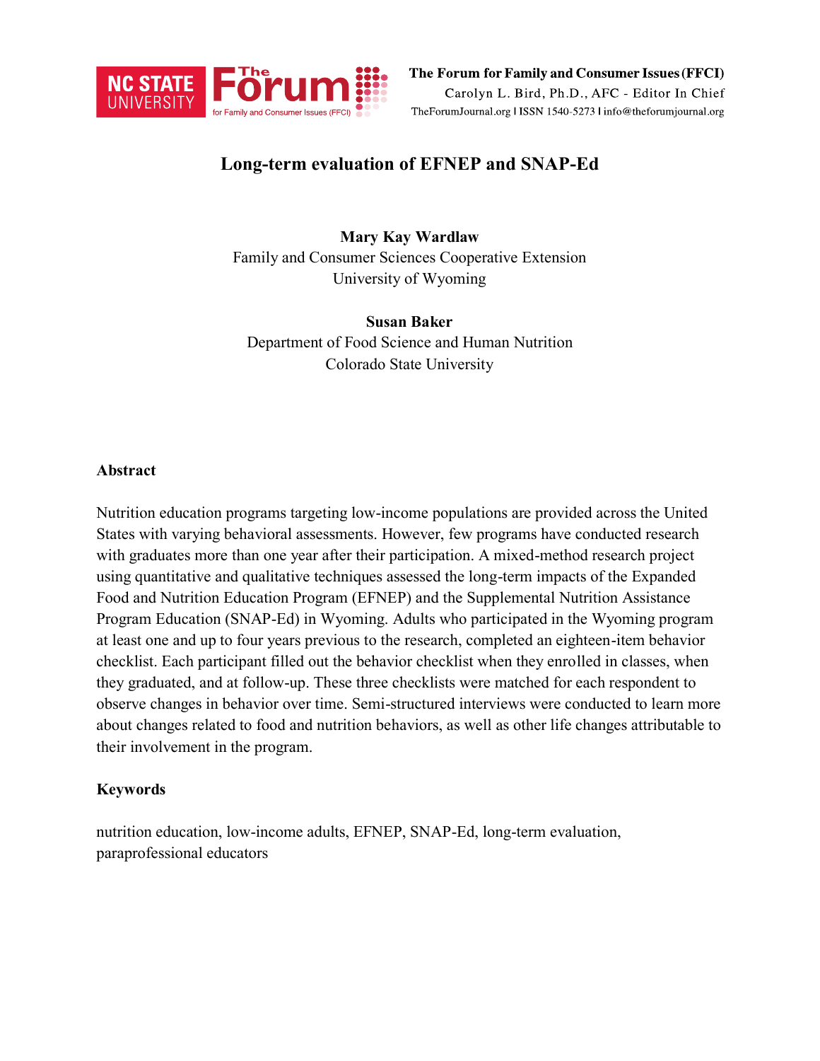# Long-term evaluation of EFNEP and SNAP-Ed

**Mary Kay Wardlaw**
Family and Consumer Sciences Cooperative Extension
University of Wyoming

**Susan Baker**
Department of Food Science and Human Nutrition
Colorado State University

## Abstract

Nutrition education programs targeting low-income populations are provided across the United States with varying behavioral assessments. However, few programs have conducted research with graduates more than one year after their participation. A mixed-method research project using quantitative and qualitative techniques assessed the long-term impacts of the Expanded Food and Nutrition Education Program (EFNEP) and the Supplemental Nutrition Assistance Program Education (SNAP-Ed) in Wyoming. Adults who participated in the Wyoming program at least one and up to four years previous to the research, completed an eighteen-item behavior checklist. Each participant filled out the behavior checklist when they enrolled in classes, when they graduated, and at follow-up. These three checklists were matched for each respondent to observe changes in behavior over time. Semi-structured interviews were conducted to learn more about changes related to food and nutrition behaviors, as well as other life changes attributable to their involvement in the program.

## Keywords

nutrition education, low-income adults, EFNEP, SNAP-Ed, long-term evaluation, paraprofessional educators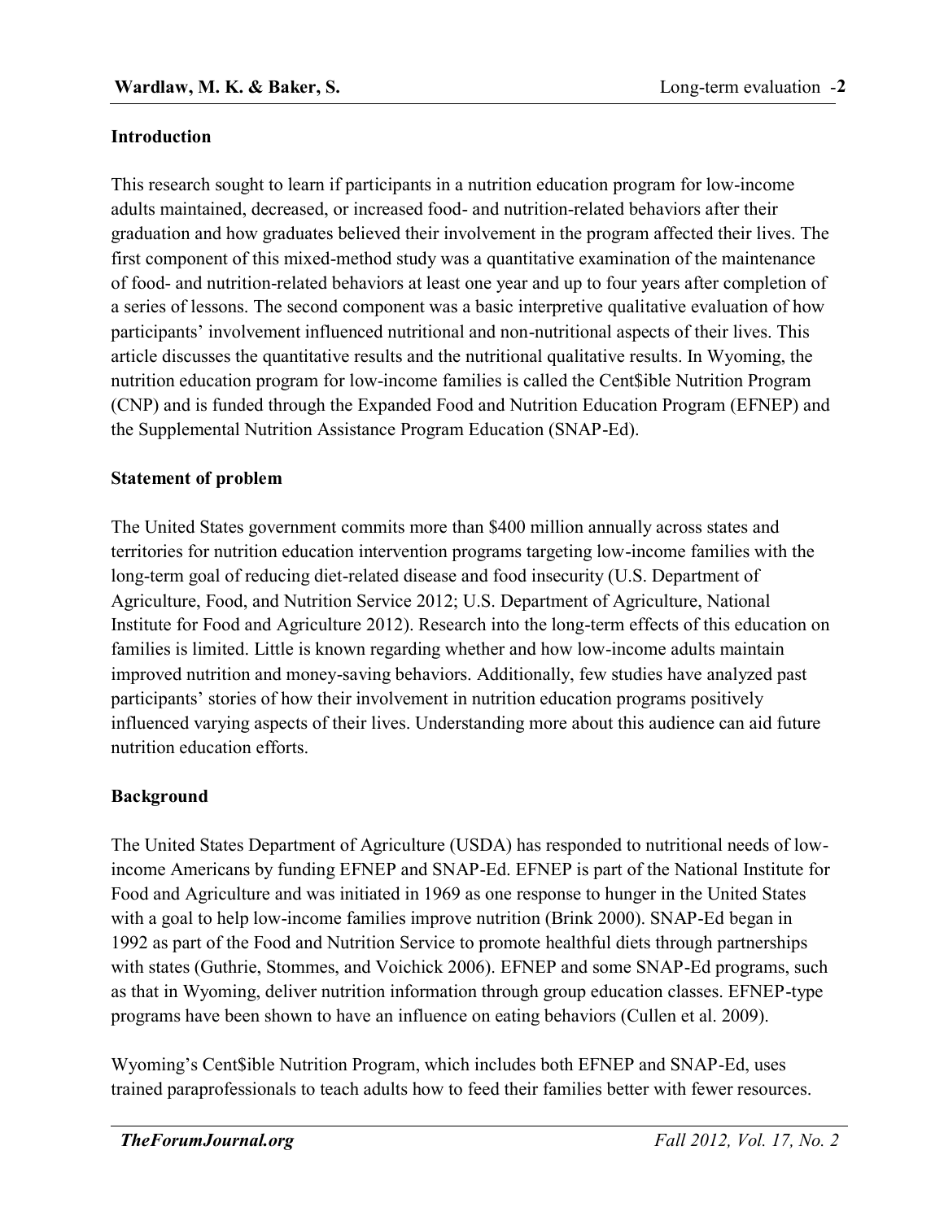## Introduction

This research sought to learn if participants in a nutrition education program for low-income adults maintained, decreased, or increased food- and nutrition-related behaviors after their graduation and how graduates believed their involvement in the program affected their lives. The first component of this mixed-method study was a quantitative examination of the maintenance of food- and nutrition-related behaviors at least one year and up to four years after completion of a series of lessons. The second component was a basic interpretive qualitative evaluation of how participants' involvement influenced nutritional and non-nutritional aspects of their lives. This article discusses the quantitative results and the nutritional qualitative results. In Wyoming, the nutrition education program for low-income families is called the Cent$ible Nutrition Program (CNP) and is funded through the Expanded Food and Nutrition Education Program (EFNEP) and the Supplemental Nutrition Assistance Program Education (SNAP-Ed).

## Statement of problem

The United States government commits more than $400 million annually across states and territories for nutrition education intervention programs targeting low-income families with the long-term goal of reducing diet-related disease and food insecurity (U.S. Department of Agriculture, Food, and Nutrition Service 2012; U.S. Department of Agriculture, National Institute for Food and Agriculture 2012). Research into the long-term effects of this education on families is limited. Little is known regarding whether and how low-income adults maintain improved nutrition and money-saving behaviors. Additionally, few studies have analyzed past participants' stories of how their involvement in nutrition education programs positively influenced varying aspects of their lives. Understanding more about this audience can aid future nutrition education efforts.

## Background

The United States Department of Agriculture (USDA) has responded to nutritional needs of low-income Americans by funding EFNEP and SNAP-Ed. EFNEP is part of the National Institute for Food and Agriculture and was initiated in 1969 as one response to hunger in the United States with a goal to help low-income families improve nutrition (Brink 2000). SNAP-Ed began in 1992 as part of the Food and Nutrition Service to promote healthful diets through partnerships with states (Guthrie, Stommes, and Voichick 2006). EFNEP and some SNAP-Ed programs, such as that in Wyoming, deliver nutrition information through group education classes. EFNEP-type programs have been shown to have an influence on eating behaviors (Cullen et al. 2009).

Wyoming's Cent$ible Nutrition Program, which includes both EFNEP and SNAP-Ed, uses trained paraprofessionals to teach adults how to feed their families better with fewer resources.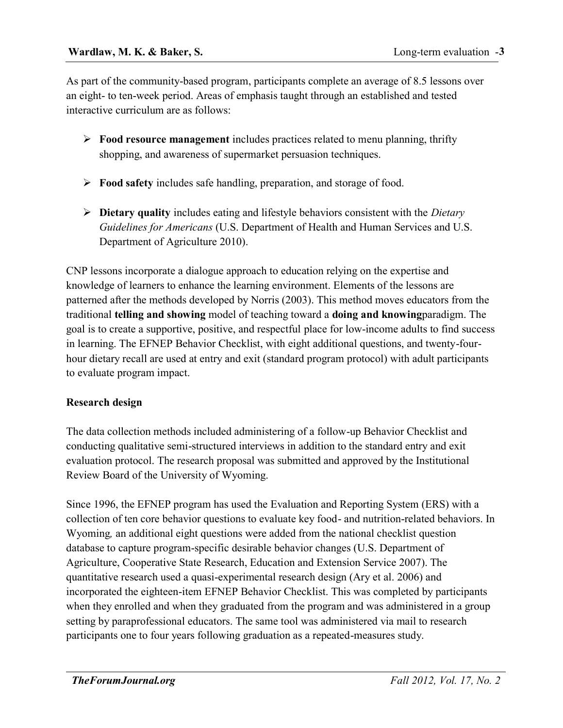As part of the community-based program, participants complete an average of 8.5 lessons over an eight- to ten-week period. Areas of emphasis taught through an established and tested interactive curriculum are as follows:

- **Food resource management** includes practices related to menu planning, thrifty shopping, and awareness of supermarket persuasion techniques.
- **Food safety** includes safe handling, preparation, and storage of food.
- **Dietary quality** includes eating and lifestyle behaviors consistent with the *Dietary Guidelines for Americans* (U.S. Department of Health and Human Services and U.S. Department of Agriculture 2010).

CNP lessons incorporate a dialogue approach to education relying on the expertise and knowledge of learners to enhance the learning environment. Elements of the lessons are patterned after the methods developed by Norris (2003). This method moves educators from the traditional **telling and showing** model of teaching toward a **doing and knowing**paradigm. The goal is to create a supportive, positive, and respectful place for low-income adults to find success in learning. The EFNEP Behavior Checklist, with eight additional questions, and twenty-four-hour dietary recall are used at entry and exit (standard program protocol) with adult participants to evaluate program impact.

**Research design**

The data collection methods included administering of a follow-up Behavior Checklist and conducting qualitative semi-structured interviews in addition to the standard entry and exit evaluation protocol. The research proposal was submitted and approved by the Institutional Review Board of the University of Wyoming.

Since 1996, the EFNEP program has used the Evaluation and Reporting System (ERS) with a collection of ten core behavior questions to evaluate key food- and nutrition-related behaviors. In Wyoming*,* an additional eight questions were added from the national checklist question database to capture program-specific desirable behavior changes (U.S. Department of Agriculture, Cooperative State Research, Education and Extension Service 2007). The quantitative research used a quasi-experimental research design (Ary et al. 2006) and incorporated the eighteen-item EFNEP Behavior Checklist. This was completed by participants when they enrolled and when they graduated from the program and was administered in a group setting by paraprofessional educators. The same tool was administered via mail to research participants one to four years following graduation as a repeated-measures study.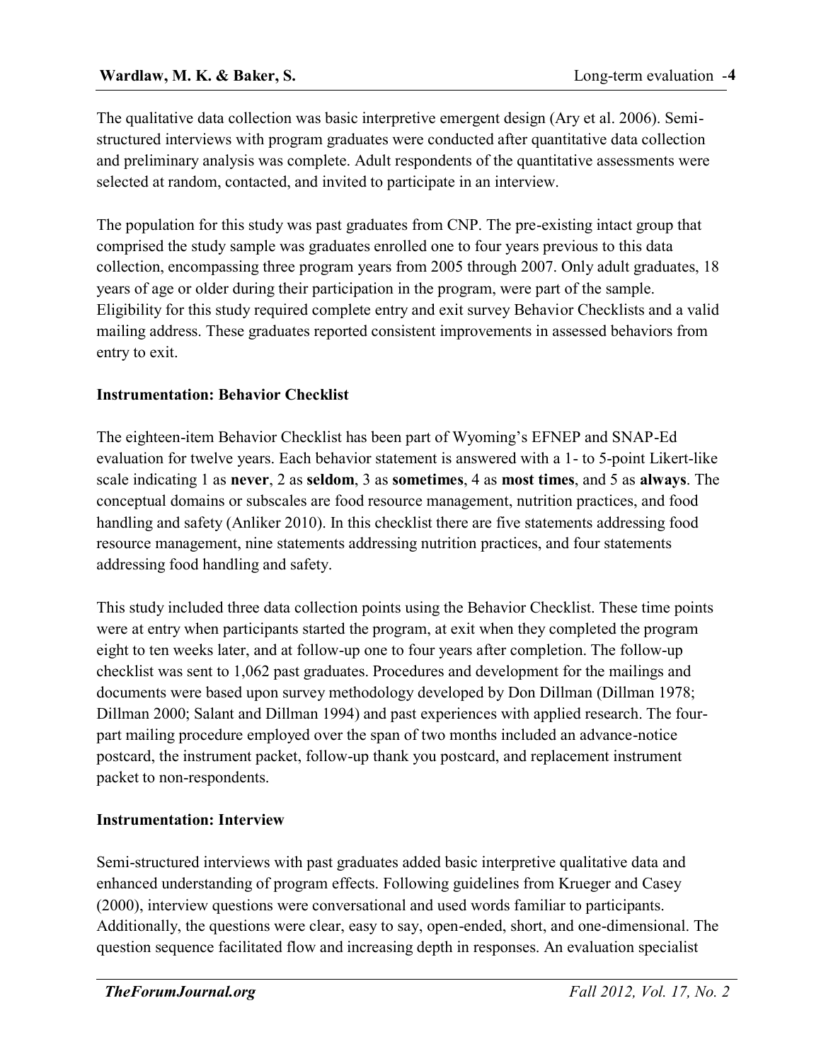The qualitative data collection was basic interpretive emergent design (Ary et al. 2006). Semi-structured interviews with program graduates were conducted after quantitative data collection and preliminary analysis was complete. Adult respondents of the quantitative assessments were selected at random, contacted, and invited to participate in an interview.

The population for this study was past graduates from CNP. The pre-existing intact group that comprised the study sample was graduates enrolled one to four years previous to this data collection, encompassing three program years from 2005 through 2007. Only adult graduates, 18 years of age or older during their participation in the program, were part of the sample. Eligibility for this study required complete entry and exit survey Behavior Checklists and a valid mailing address. These graduates reported consistent improvements in assessed behaviors from entry to exit.

**Instrumentation: Behavior Checklist**

The eighteen-item Behavior Checklist has been part of Wyoming's EFNEP and SNAP-Ed evaluation for twelve years. Each behavior statement is answered with a 1- to 5-point Likert-like scale indicating 1 as **never**, 2 as **seldom**, 3 as **sometimes**, 4 as **most times**, and 5 as **always**. The conceptual domains or subscales are food resource management, nutrition practices, and food handling and safety (Anliker 2010). In this checklist there are five statements addressing food resource management, nine statements addressing nutrition practices, and four statements addressing food handling and safety.

This study included three data collection points using the Behavior Checklist. These time points were at entry when participants started the program, at exit when they completed the program eight to ten weeks later, and at follow-up one to four years after completion. The follow-up checklist was sent to 1,062 past graduates. Procedures and development for the mailings and documents were based upon survey methodology developed by Don Dillman (Dillman 1978; Dillman 2000; Salant and Dillman 1994) and past experiences with applied research. The four-part mailing procedure employed over the span of two months included an advance-notice postcard, the instrument packet, follow-up thank you postcard, and replacement instrument packet to non-respondents.

**Instrumentation: Interview**

Semi-structured interviews with past graduates added basic interpretive qualitative data and enhanced understanding of program effects. Following guidelines from Krueger and Casey (2000), interview questions were conversational and used words familiar to participants. Additionally, the questions were clear, easy to say, open-ended, short, and one-dimensional. The question sequence facilitated flow and increasing depth in responses. An evaluation specialist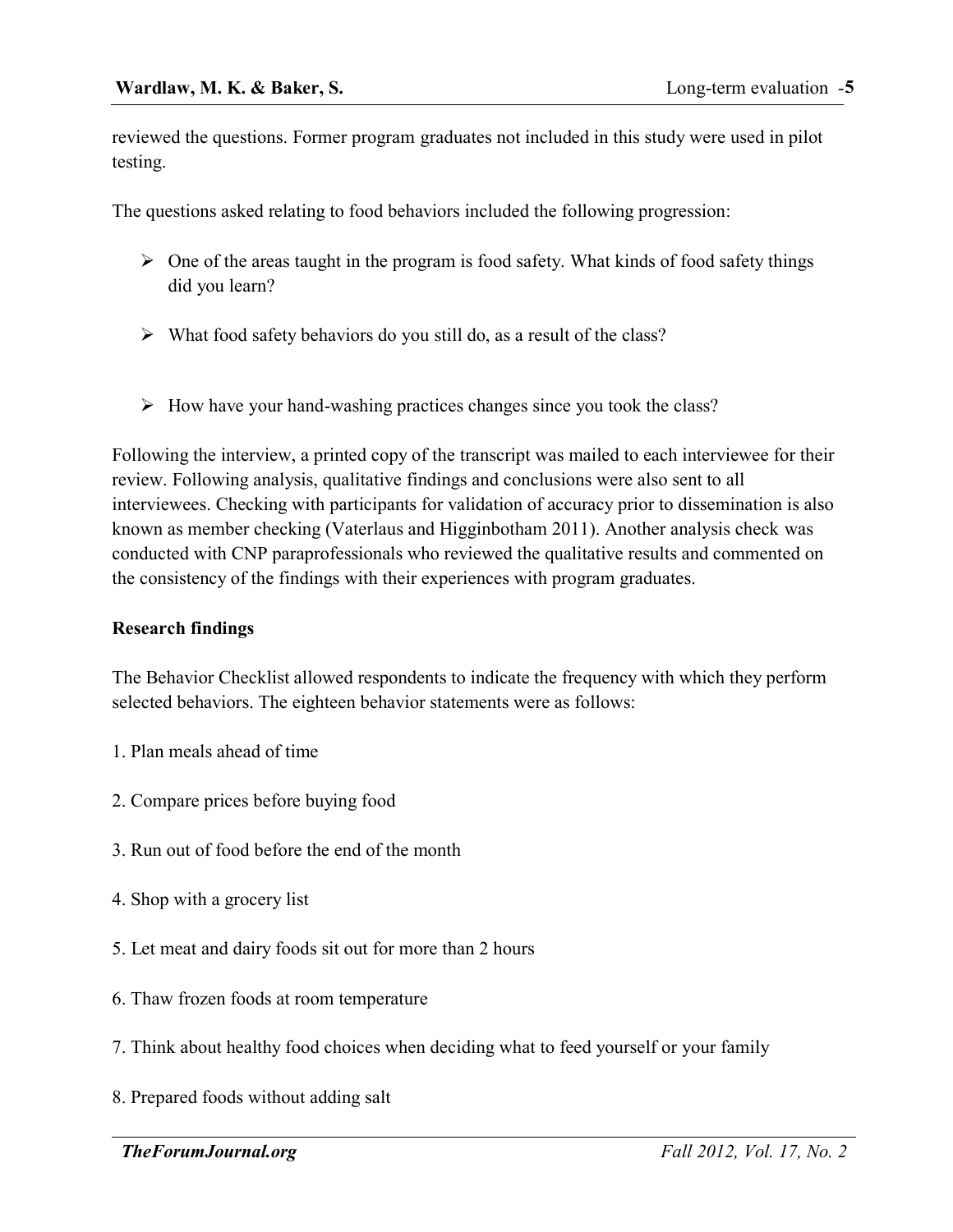reviewed the questions. Former program graduates not included in this study were used in pilot testing.

The questions asked relating to food behaviors included the following progression:

- One of the areas taught in the program is food safety. What kinds of food safety things did you learn?
- What food safety behaviors do you still do, as a result of the class?
- How have your hand-washing practices changes since you took the class?

Following the interview, a printed copy of the transcript was mailed to each interviewee for their review. Following analysis, qualitative findings and conclusions were also sent to all interviewees. Checking with participants for validation of accuracy prior to dissemination is also known as member checking (Vaterlaus and Higginbotham 2011). Another analysis check was conducted with CNP paraprofessionals who reviewed the qualitative results and commented on the consistency of the findings with their experiences with program graduates.

**Research findings**

The Behavior Checklist allowed respondents to indicate the frequency with which they perform selected behaviors. The eighteen behavior statements were as follows:

1. Plan meals ahead of time
2. Compare prices before buying food
3. Run out of food before the end of the month
4. Shop with a grocery list
5. Let meat and dairy foods sit out for more than 2 hours
6. Thaw frozen foods at room temperature
7. Think about healthy food choices when deciding what to feed yourself or your family
8. Prepared foods without adding salt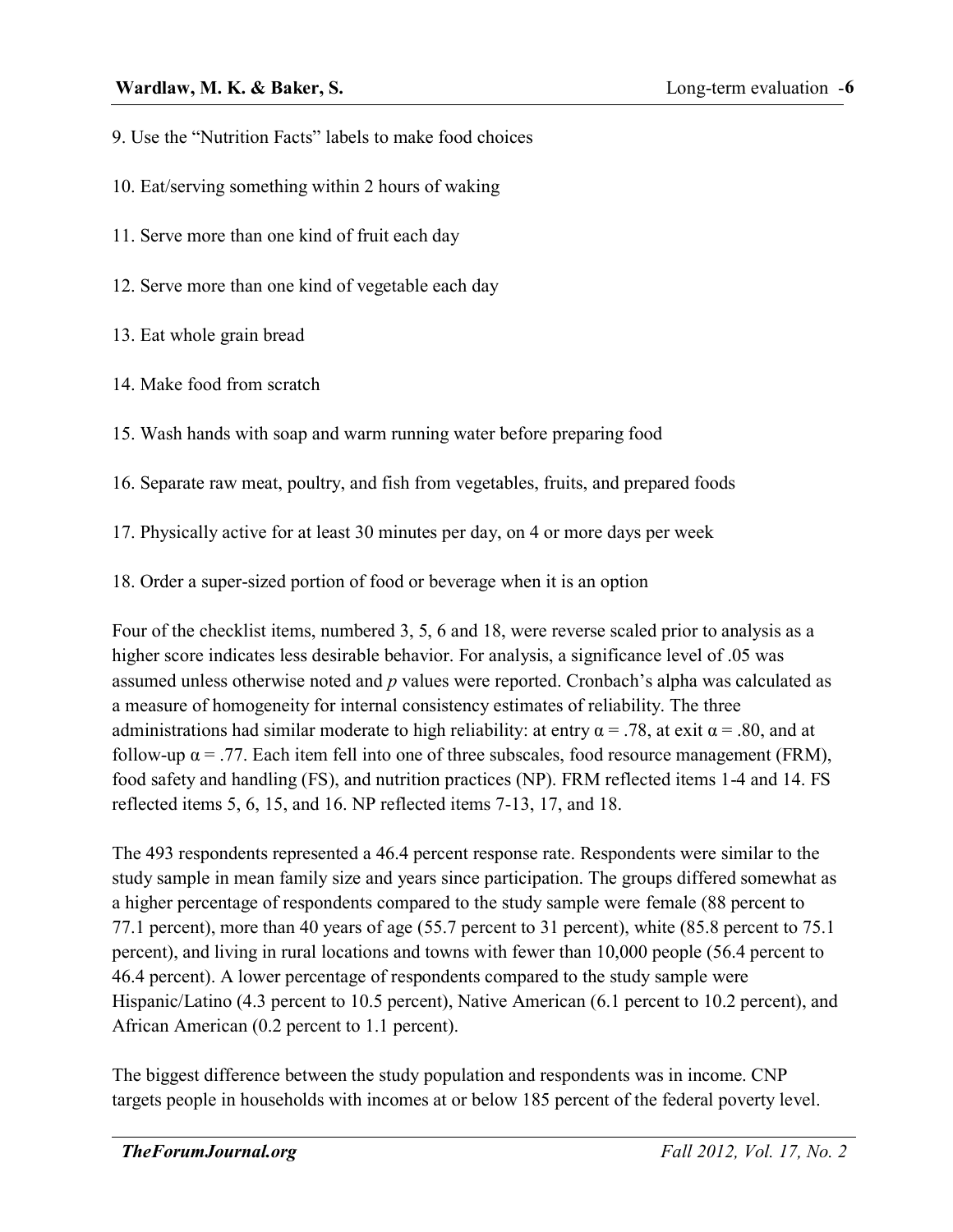9. Use the “Nutrition Facts” labels to make food choices

10. Eat/serving something within 2 hours of waking

11. Serve more than one kind of fruit each day

12. Serve more than one kind of vegetable each day

13. Eat whole grain bread

14. Make food from scratch

15. Wash hands with soap and warm running water before preparing food

16. Separate raw meat, poultry, and fish from vegetables, fruits, and prepared foods

17. Physically active for at least 30 minutes per day, on 4 or more days per week

18. Order a super-sized portion of food or beverage when it is an option

Four of the checklist items, numbered 3, 5, 6 and 18, were reverse scaled prior to analysis as a higher score indicates less desirable behavior. For analysis, a significance level of .05 was assumed unless otherwise noted and *p* values were reported. Cronbach’s alpha was calculated as a measure of homogeneity for internal consistency estimates of reliability. The three administrations had similar moderate to high reliability: at entry $\alpha = .78$, at exit $\alpha = .80$, and at follow-up $\alpha = .77$. Each item fell into one of three subscales, food resource management (FRM), food safety and handling (FS), and nutrition practices (NP). FRM reflected items 1-4 and 14. FS reflected items 5, 6, 15, and 16. NP reflected items 7-13, 17, and 18.

The 493 respondents represented a 46.4 percent response rate. Respondents were similar to the study sample in mean family size and years since participation. The groups differed somewhat as a higher percentage of respondents compared to the study sample were female (88 percent to 77.1 percent), more than 40 years of age (55.7 percent to 31 percent), white (85.8 percent to 75.1 percent), and living in rural locations and towns with fewer than 10,000 people (56.4 percent to 46.4 percent). A lower percentage of respondents compared to the study sample were Hispanic/Latino (4.3 percent to 10.5 percent), Native American (6.1 percent to 10.2 percent), and African American (0.2 percent to 1.1 percent).

The biggest difference between the study population and respondents was in income. CNP targets people in households with incomes at or below 185 percent of the federal poverty level.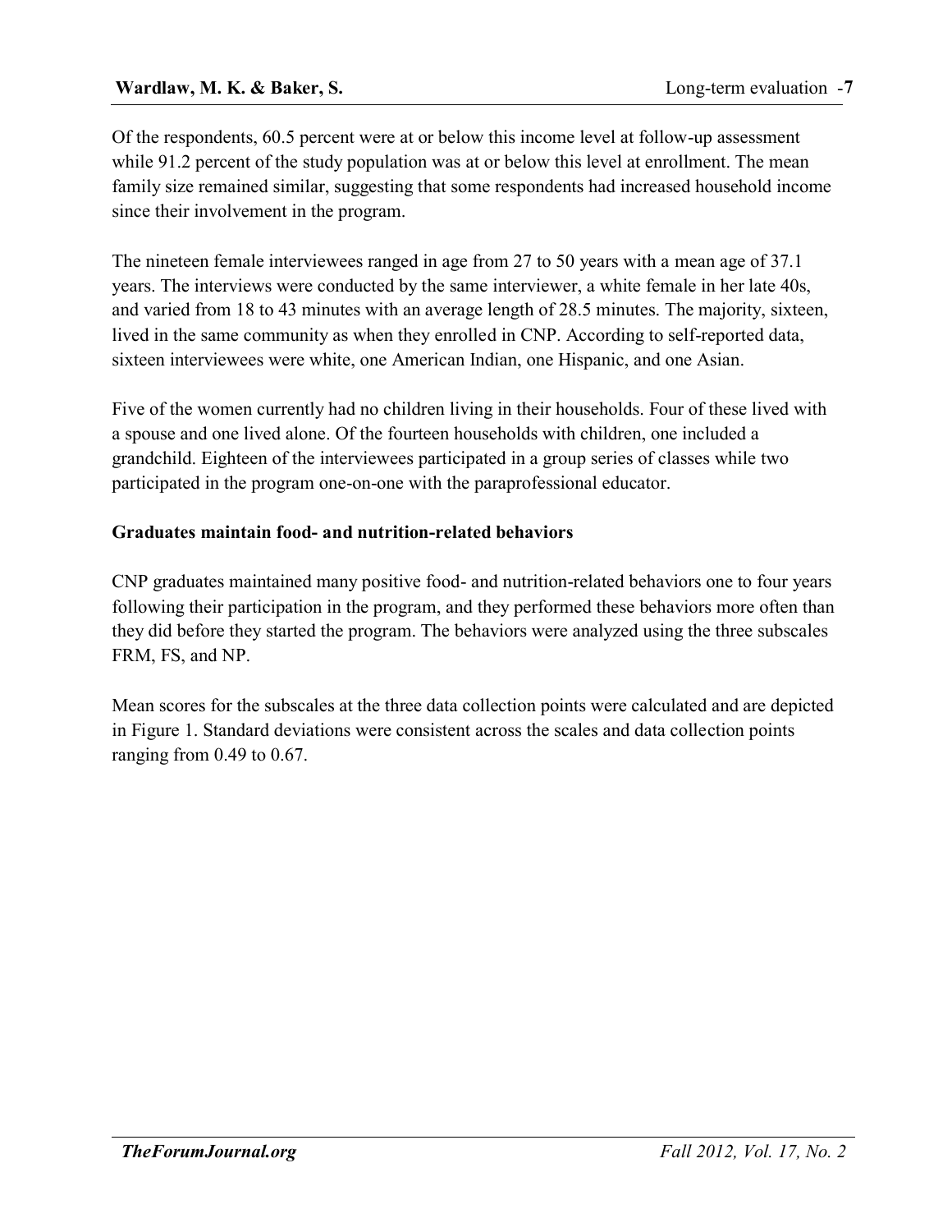Of the respondents, 60.5 percent were at or below this income level at follow-up assessment while 91.2 percent of the study population was at or below this level at enrollment. The mean family size remained similar, suggesting that some respondents had increased household income since their involvement in the program.

The nineteen female interviewees ranged in age from 27 to 50 years with a mean age of 37.1 years. The interviews were conducted by the same interviewer, a white female in her late 40s, and varied from 18 to 43 minutes with an average length of 28.5 minutes. The majority, sixteen, lived in the same community as when they enrolled in CNP. According to self-reported data, sixteen interviewees were white, one American Indian, one Hispanic, and one Asian.

Five of the women currently had no children living in their households. Four of these lived with a spouse and one lived alone. Of the fourteen households with children, one included a grandchild. Eighteen of the interviewees participated in a group series of classes while two participated in the program one-on-one with the paraprofessional educator.

**Graduates maintain food- and nutrition-related behaviors**

CNP graduates maintained many positive food- and nutrition-related behaviors one to four years following their participation in the program, and they performed these behaviors more often than they did before they started the program. The behaviors were analyzed using the three subscales FRM, FS, and NP.

Mean scores for the subscales at the three data collection points were calculated and are depicted in Figure 1. Standard deviations were consistent across the scales and data collection points ranging from 0.49 to 0.67.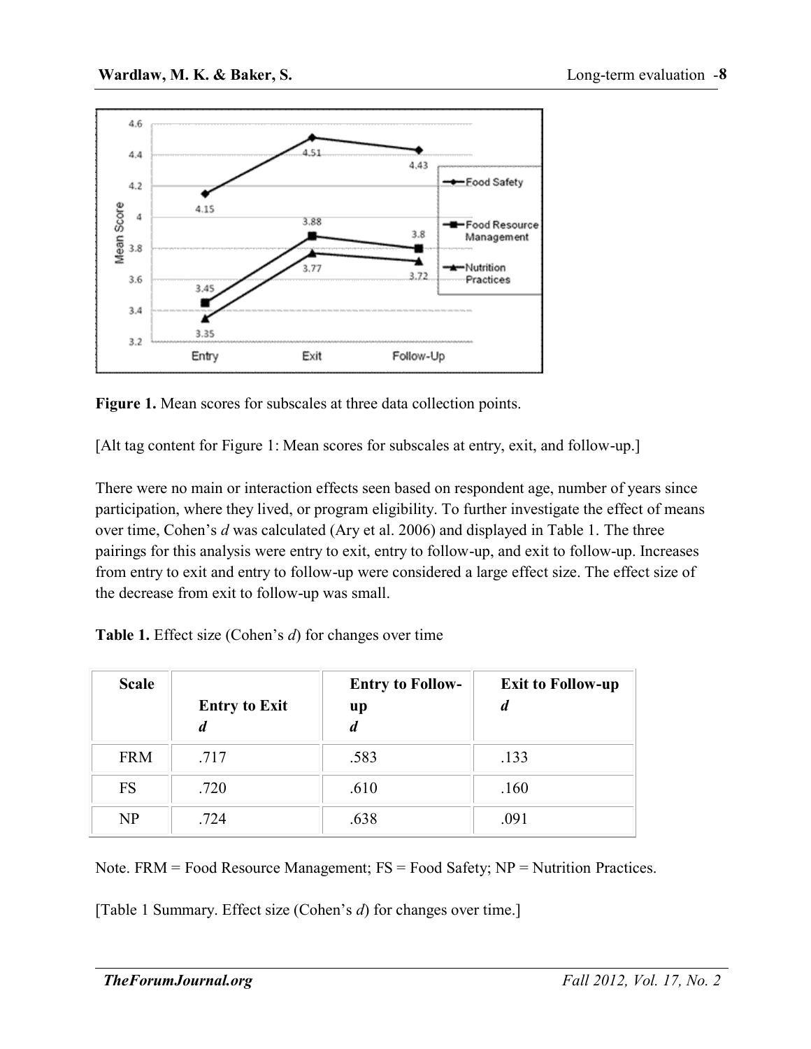**Figure 1.** Mean scores for subscales at three data collection points.

[Alt tag content for Figure 1: Mean scores for subscales at entry, exit, and follow-up.]

There were no main or interaction effects seen based on respondent age, number of years since participation, where they lived, or program eligibility. To further investigate the effect of means over time, Cohen's *d* was calculated (Ary et al. 2006) and displayed in Table 1. The three pairings for this analysis were entry to exit, entry to follow-up, and exit to follow-up. Increases from entry to exit and entry to follow-up were considered a large effect size. The effect size of the decrease from exit to follow-up was small.

**Table 1.** Effect size (Cohen's *d*) for changes over time

| Scale | Entry to Exit *d* | Entry to Follow-up *d* | Exit to Follow-up *d* |
|---|---|---|---|
| FRM | .717 | .583 | .133 |
| FS | .720 | .610 | .160 |
| NP | .724 | .638 | .091 |

Note. FRM = Food Resource Management; FS = Food Safety; NP = Nutrition Practices.

[Table 1 Summary. Effect size (Cohen's *d*) for changes over time.]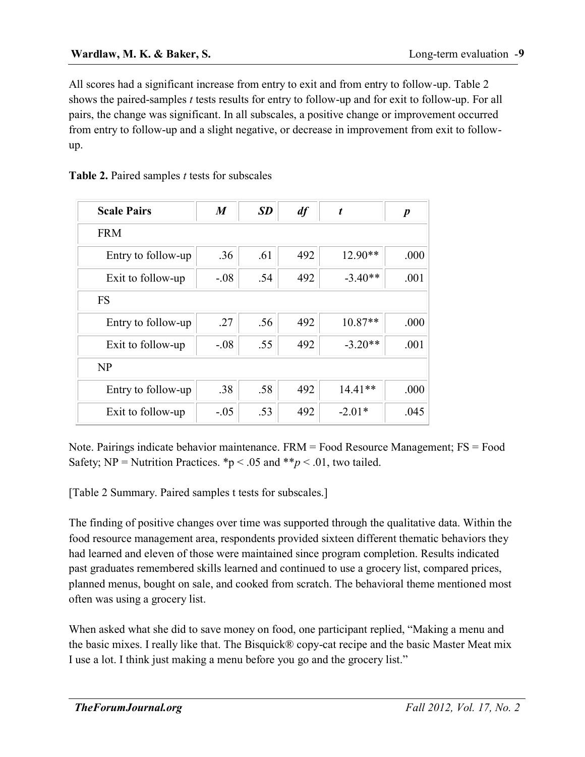All scores had a significant increase from entry to exit and from entry to follow-up. Table 2 shows the paired-samples *t* tests results for entry to follow-up and for exit to follow-up. For all pairs, the change was significant. In all subscales, a positive change or improvement occurred from entry to follow-up and a slight negative, or decrease in improvement from exit to follow-up.

**Table 2.** Paired samples *t* tests for subscales

| **Scale Pairs** | ***M*** | ***SD*** | ***df*** | ***t*** | ***p*** |
|---|---|---|---|---|---|
| FRM | | | | | |
| Entry to follow-up | .36 | .61 | 492 | 12.90** | .000 |
| Exit to follow-up | -.08 | .54 | 492 | -3.40** | .001 |
| FS | | | | | |
| Entry to follow-up | .27 | .56 | 492 | 10.87** | .000 |
| Exit to follow-up | -.08 | .55 | 492 | -3.20** | .001 |
| NP | | | | | |
| Entry to follow-up | .38 | .58 | 492 | 14.41** | .000 |
| Exit to follow-up | -.05 | .53 | 492 | -2.01* | .045 |

Note. Pairings indicate behavior maintenance. FRM = Food Resource Management; FS = Food Safety; NP = Nutrition Practices. $^{*}p < .05$ and $^{**}p < .01$, two tailed.

[Table 2 Summary. Paired samples t tests for subscales.]

The finding of positive changes over time was supported through the qualitative data. Within the food resource management area, respondents provided sixteen different thematic behaviors they had learned and eleven of those were maintained since program completion. Results indicated past graduates remembered skills learned and continued to use a grocery list, compared prices, planned menus, bought on sale, and cooked from scratch. The behavioral theme mentioned most often was using a grocery list.

When asked what she did to save money on food, one participant replied, "Making a menu and the basic mixes. I really like that. The Bisquick® copy-cat recipe and the basic Master Meat mix I use a lot. I think just making a menu before you go and the grocery list."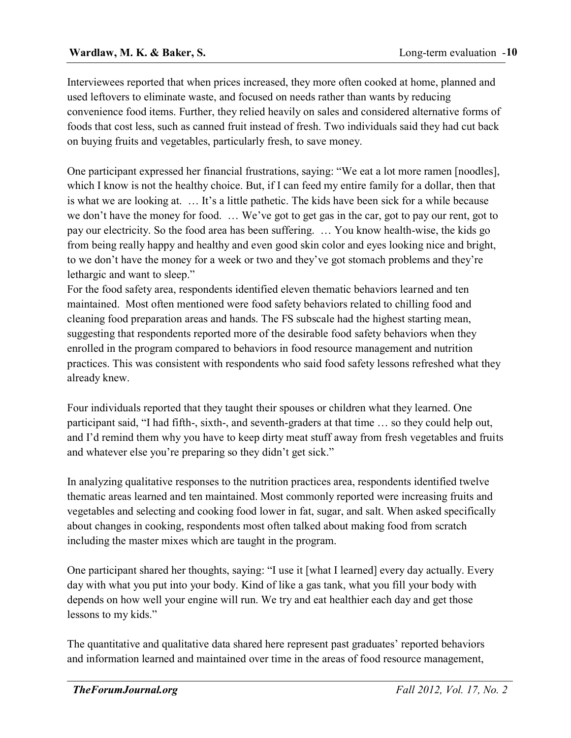Interviewees reported that when prices increased, they more often cooked at home, planned and used leftovers to eliminate waste, and focused on needs rather than wants by reducing convenience food items. Further, they relied heavily on sales and considered alternative forms of foods that cost less, such as canned fruit instead of fresh. Two individuals said they had cut back on buying fruits and vegetables, particularly fresh, to save money.

One participant expressed her financial frustrations, saying: "We eat a lot more ramen [noodles], which I know is not the healthy choice. But, if I can feed my entire family for a dollar, then that is what we are looking at. … It's a little pathetic. The kids have been sick for a while because we don't have the money for food. … We've got to get gas in the car, got to pay our rent, got to pay our electricity. So the food area has been suffering. … You know health-wise, the kids go from being really happy and healthy and even good skin color and eyes looking nice and bright, to we don't have the money for a week or two and they've got stomach problems and they're lethargic and want to sleep."

For the food safety area, respondents identified eleven thematic behaviors learned and ten maintained. Most often mentioned were food safety behaviors related to chilling food and cleaning food preparation areas and hands. The FS subscale had the highest starting mean, suggesting that respondents reported more of the desirable food safety behaviors when they enrolled in the program compared to behaviors in food resource management and nutrition practices. This was consistent with respondents who said food safety lessons refreshed what they already knew.

Four individuals reported that they taught their spouses or children what they learned. One participant said, "I had fifth-, sixth-, and seventh-graders at that time … so they could help out, and I'd remind them why you have to keep dirty meat stuff away from fresh vegetables and fruits and whatever else you're preparing so they didn't get sick."

In analyzing qualitative responses to the nutrition practices area, respondents identified twelve thematic areas learned and ten maintained. Most commonly reported were increasing fruits and vegetables and selecting and cooking food lower in fat, sugar, and salt. When asked specifically about changes in cooking, respondents most often talked about making food from scratch including the master mixes which are taught in the program.

One participant shared her thoughts, saying: "I use it [what I learned] every day actually. Every day with what you put into your body. Kind of like a gas tank, what you fill your body with depends on how well your engine will run. We try and eat healthier each day and get those lessons to my kids."

The quantitative and qualitative data shared here represent past graduates' reported behaviors and information learned and maintained over time in the areas of food resource management,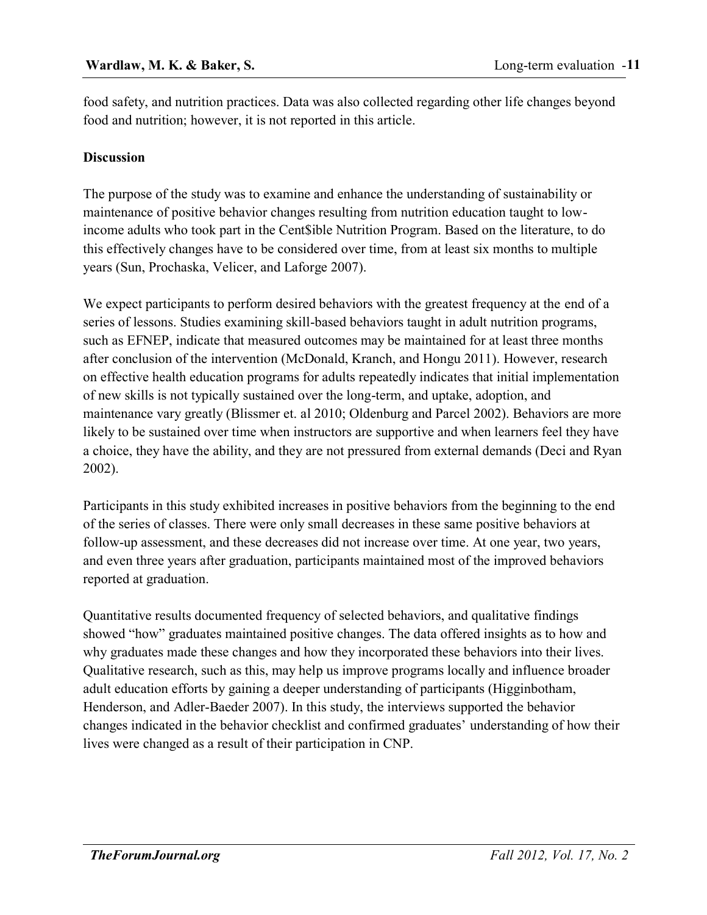food safety, and nutrition practices. Data was also collected regarding other life changes beyond food and nutrition; however, it is not reported in this article.

**Discussion**

The purpose of the study was to examine and enhance the understanding of sustainability or maintenance of positive behavior changes resulting from nutrition education taught to low-income adults who took part in the Cent$ible Nutrition Program. Based on the literature, to do this effectively changes have to be considered over time, from at least six months to multiple years (Sun, Prochaska, Velicer, and Laforge 2007).

We expect participants to perform desired behaviors with the greatest frequency at the end of a series of lessons. Studies examining skill-based behaviors taught in adult nutrition programs, such as EFNEP, indicate that measured outcomes may be maintained for at least three months after conclusion of the intervention (McDonald, Kranch, and Hongu 2011). However, research on effective health education programs for adults repeatedly indicates that initial implementation of new skills is not typically sustained over the long-term, and uptake, adoption, and maintenance vary greatly (Blissmer et. al 2010; Oldenburg and Parcel 2002). Behaviors are more likely to be sustained over time when instructors are supportive and when learners feel they have a choice, they have the ability, and they are not pressured from external demands (Deci and Ryan 2002).

Participants in this study exhibited increases in positive behaviors from the beginning to the end of the series of classes. There were only small decreases in these same positive behaviors at follow-up assessment, and these decreases did not increase over time. At one year, two years, and even three years after graduation, participants maintained most of the improved behaviors reported at graduation.

Quantitative results documented frequency of selected behaviors, and qualitative findings showed "how" graduates maintained positive changes. The data offered insights as to how and why graduates made these changes and how they incorporated these behaviors into their lives. Qualitative research, such as this, may help us improve programs locally and influence broader adult education efforts by gaining a deeper understanding of participants (Higginbotham, Henderson, and Adler-Baeder 2007). In this study, the interviews supported the behavior changes indicated in the behavior checklist and confirmed graduates' understanding of how their lives were changed as a result of their participation in CNP.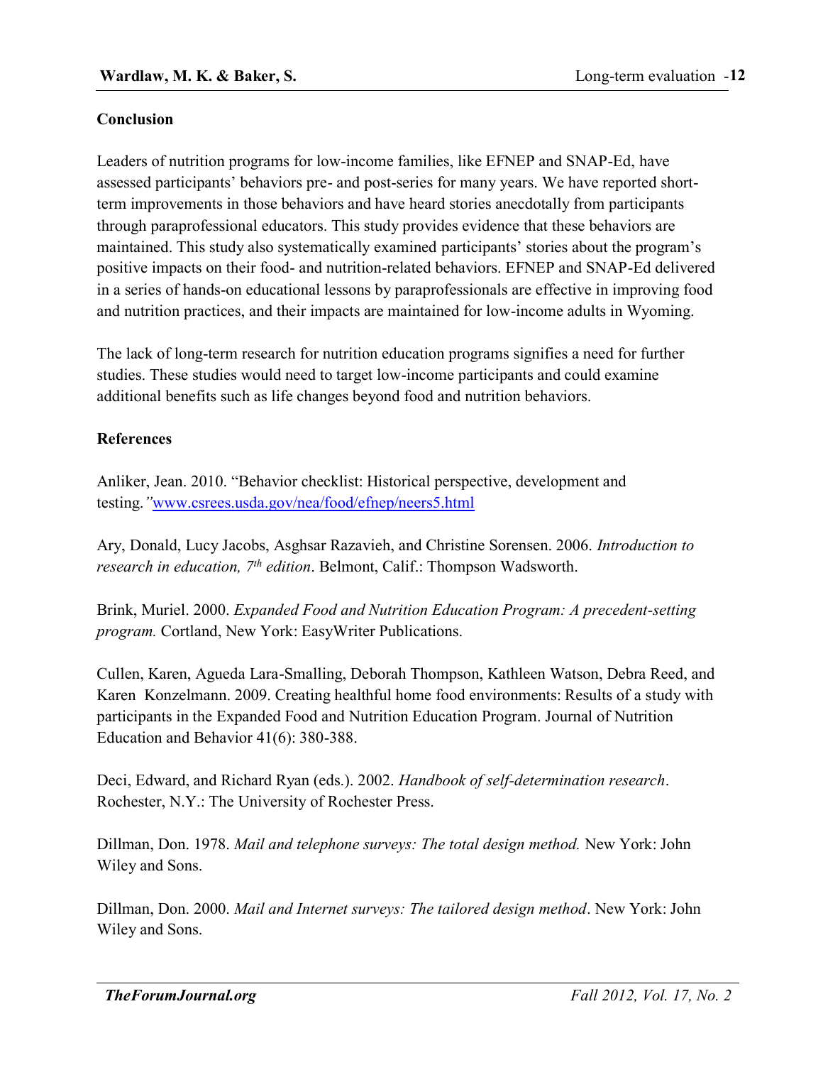## Conclusion

Leaders of nutrition programs for low-income families, like EFNEP and SNAP-Ed, have assessed participants' behaviors pre- and post-series for many years. We have reported short-term improvements in those behaviors and have heard stories anecdotally from participants through paraprofessional educators. This study provides evidence that these behaviors are maintained. This study also systematically examined participants' stories about the program's positive impacts on their food- and nutrition-related behaviors. EFNEP and SNAP-Ed delivered in a series of hands-on educational lessons by paraprofessionals are effective in improving food and nutrition practices, and their impacts are maintained for low-income adults in Wyoming.

The lack of long-term research for nutrition education programs signifies a need for further studies. These studies would need to target low-income participants and could examine additional benefits such as life changes beyond food and nutrition behaviors.

## References

Anliker, Jean. 2010. "Behavior checklist: Historical perspective, development and testing." www.csrees.usda.gov/nea/food/efnep/neers5.html

Ary, Donald, Lucy Jacobs, Asghsar Razavieh, and Christine Sorensen. 2006. *Introduction to research in education, 7th edition*. Belmont, Calif.: Thompson Wadsworth.

Brink, Muriel. 2000. *Expanded Food and Nutrition Education Program: A precedent-setting program.* Cortland, New York: EasyWriter Publications.

Cullen, Karen, Agueda Lara-Smalling, Deborah Thompson, Kathleen Watson, Debra Reed, and Karen Konzelmann. 2009. Creating healthful home food environments: Results of a study with participants in the Expanded Food and Nutrition Education Program. Journal of Nutrition Education and Behavior 41(6): 380-388.

Deci, Edward, and Richard Ryan (eds.). 2002. *Handbook of self-determination research*. Rochester, N.Y.: The University of Rochester Press.

Dillman, Don. 1978. *Mail and telephone surveys: The total design method.* New York: John Wiley and Sons.

Dillman, Don. 2000. *Mail and Internet surveys: The tailored design method*. New York: John Wiley and Sons.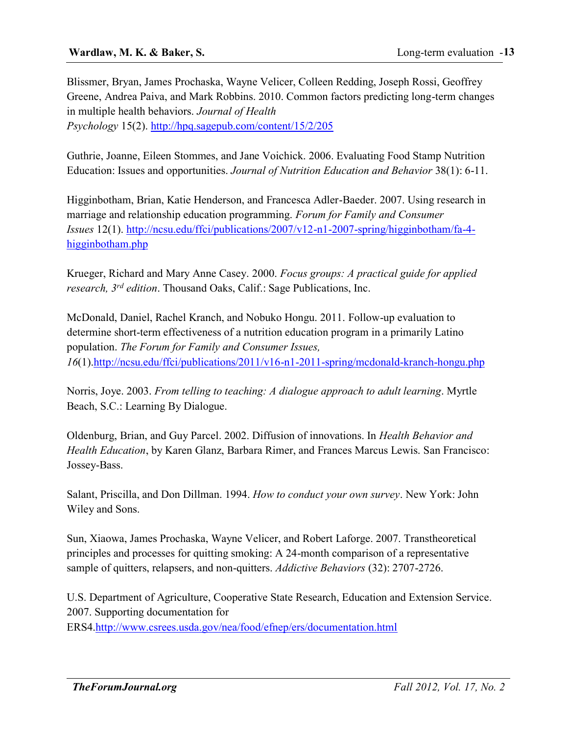Blissmer, Bryan, James Prochaska, Wayne Velicer, Colleen Redding, Joseph Rossi, Geoffrey Greene, Andrea Paiva, and Mark Robbins. 2010. Common factors predicting long-term changes in multiple health behaviors. *Journal of Health Psychology* 15(2). http://hpq.sagepub.com/content/15/2/205

Guthrie, Joanne, Eileen Stommes, and Jane Voichick. 2006. Evaluating Food Stamp Nutrition Education: Issues and opportunities. *Journal of Nutrition Education and Behavior* 38(1): 6-11.

Higginbotham, Brian, Katie Henderson, and Francesca Adler-Baeder. 2007. Using research in marriage and relationship education programming. *Forum for Family and Consumer Issues* 12(1). http://ncsu.edu/ffci/publications/2007/v12-n1-2007-spring/higginbotham/fa-4-higginbotham.php

Krueger, Richard and Mary Anne Casey. 2000. *Focus groups: A practical guide for applied research, 3rd edition*. Thousand Oaks, Calif.: Sage Publications, Inc.

McDonald, Daniel, Rachel Kranch, and Nobuko Hongu. 2011. Follow-up evaluation to determine short-term effectiveness of a nutrition education program in a primarily Latino population. *The Forum for Family and Consumer Issues, 16*(1).http://ncsu.edu/ffci/publications/2011/v16-n1-2011-spring/mcdonald-kranch-hongu.php

Norris, Joye. 2003. *From telling to teaching: A dialogue approach to adult learning*. Myrtle Beach, S.C.: Learning By Dialogue.

Oldenburg, Brian, and Guy Parcel. 2002. Diffusion of innovations. In *Health Behavior and Health Education*, by Karen Glanz, Barbara Rimer, and Frances Marcus Lewis. San Francisco: Jossey-Bass.

Salant, Priscilla, and Don Dillman. 1994. *How to conduct your own survey*. New York: John Wiley and Sons.

Sun, Xiaowa, James Prochaska, Wayne Velicer, and Robert Laforge. 2007. Transtheoretical principles and processes for quitting smoking: A 24-month comparison of a representative sample of quitters, relapsers, and non-quitters. *Addictive Behaviors* (32): 2707-2726.

U.S. Department of Agriculture, Cooperative State Research, Education and Extension Service. 2007. Supporting documentation for ERS4.http://www.csrees.usda.gov/nea/food/efnep/ers/documentation.html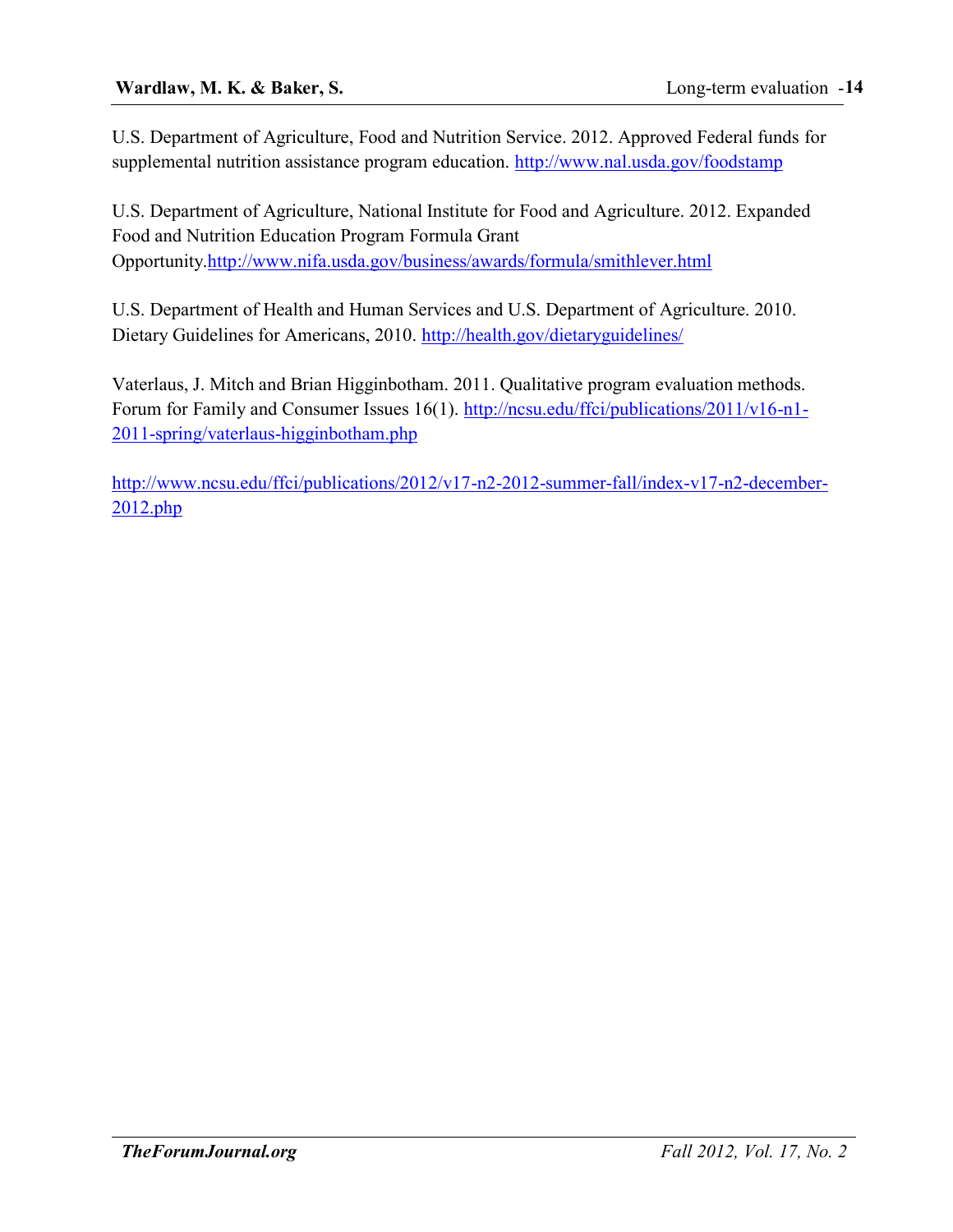U.S. Department of Agriculture, Food and Nutrition Service. 2012. Approved Federal funds for supplemental nutrition assistance program education. http://www.nal.usda.gov/foodstamp

U.S. Department of Agriculture, National Institute for Food and Agriculture. 2012. Expanded Food and Nutrition Education Program Formula Grant Opportunity.http://www.nifa.usda.gov/business/awards/formula/smithlever.html

U.S. Department of Health and Human Services and U.S. Department of Agriculture. 2010. Dietary Guidelines for Americans, 2010. http://health.gov/dietaryguidelines/

Vaterlaus, J. Mitch and Brian Higginbotham. 2011. Qualitative program evaluation methods. Forum for Family and Consumer Issues 16(1). http://ncsu.edu/ffci/publications/2011/v16-n1-2011-spring/vaterlaus-higginbotham.php

http://www.ncsu.edu/ffci/publications/2012/v17-n2-2012-summer-fall/index-v17-n2-december-2012.php